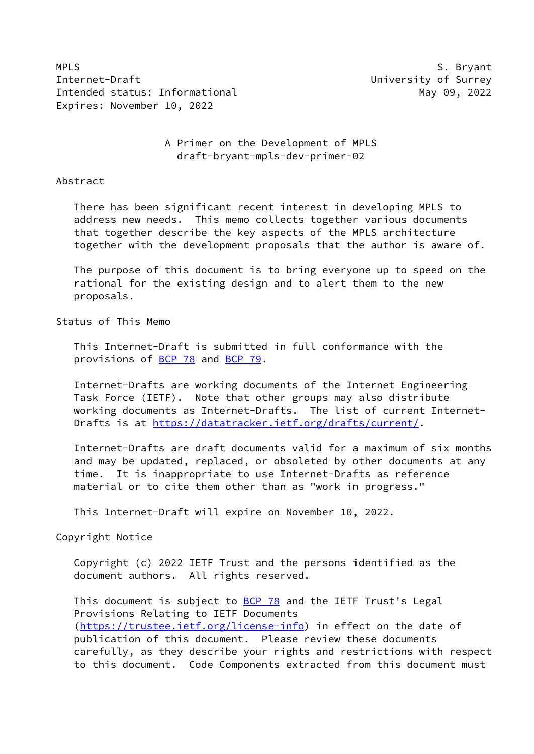MPLS S. Bryant
Internet-Draft University of Surrey
Intended status: Informational May 09, 2022
Expires: November 10, 2022

# A Primer on the Development of MPLS
draft-bryant-mpls-dev-primer-02

## Abstract

There has been significant recent interest in developing MPLS to address new needs. This memo collects together various documents that together describe the key aspects of the MPLS architecture together with the development proposals that the author is aware of.

The purpose of this document is to bring everyone up to speed on the rational for the existing design and to alert them to the new proposals.

## Status of This Memo

This Internet-Draft is submitted in full conformance with the provisions of BCP 78 and BCP 79.

Internet-Drafts are working documents of the Internet Engineering Task Force (IETF). Note that other groups may also distribute working documents as Internet-Drafts. The list of current Internet-Drafts is at https://datatracker.ietf.org/drafts/current/.

Internet-Drafts are draft documents valid for a maximum of six months and may be updated, replaced, or obsoleted by other documents at any time. It is inappropriate to use Internet-Drafts as reference material or to cite them other than as "work in progress."

This Internet-Draft will expire on November 10, 2022.

## Copyright Notice

Copyright (c) 2022 IETF Trust and the persons identified as the document authors. All rights reserved.

This document is subject to BCP 78 and the IETF Trust's Legal Provisions Relating to IETF Documents (https://trustee.ietf.org/license-info) in effect on the date of publication of this document. Please review these documents carefully, as they describe your rights and restrictions with respect to this document. Code Components extracted from this document must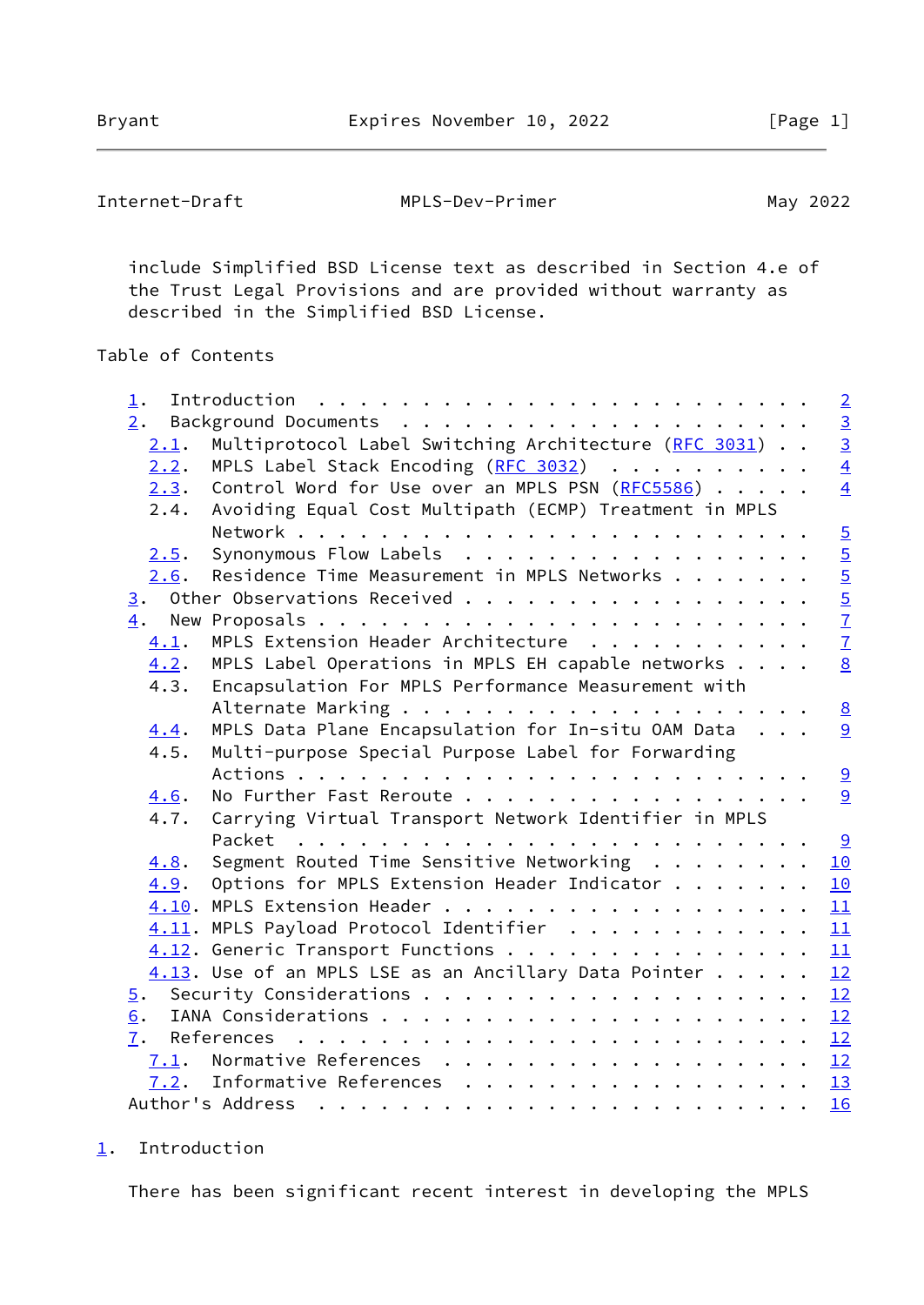include Simplified BSD License text as described in Section 4.e of the Trust Legal Provisions and are provided without warranty as described in the Simplified BSD License.

## Table of Contents

- 1. Introduction . . . . . . . . . . . . . . . . . . . . . . . . 2
- 2. Background Documents . . . . . . . . . . . . . . . . . . . . 3
  - 2.1. Multiprotocol Label Switching Architecture (RFC 3031) . . 3
  - 2.2. MPLS Label Stack Encoding (RFC 3032) . . . . . . . . . . 4
  - 2.3. Control Word for Use over an MPLS PSN (RFC5586) . . . . . 4
  - 2.4. Avoiding Equal Cost Multipath (ECMP) Treatment in MPLS Network . . . . . . . . . . . . . . . . . . . . . . . . 5
  - 2.5. Synonymous Flow Labels . . . . . . . . . . . . . . . . . 5
  - 2.6. Residence Time Measurement in MPLS Networks . . . . . . . 5
- 3. Other Observations Received . . . . . . . . . . . . . . . . . 5
- 4. New Proposals . . . . . . . . . . . . . . . . . . . . . . . . 7
  - 4.1. MPLS Extension Header Architecture . . . . . . . . . . . 7
  - 4.2. MPLS Label Operations in MPLS EH capable networks . . . . 8
  - 4.3. Encapsulation For MPLS Performance Measurement with Alternate Marking . . . . . . . . . . . . . . . . . . . 8
  - 4.4. MPLS Data Plane Encapsulation for In-situ OAM Data . . . 9
  - 4.5. Multi-purpose Special Purpose Label for Forwarding Actions . . . . . . . . . . . . . . . . . . . . . . . . 9
  - 4.6. No Further Fast Reroute . . . . . . . . . . . . . . . . . 9
  - 4.7. Carrying Virtual Transport Network Identifier in MPLS Packet . . . . . . . . . . . . . . . . . . . . . . . . 9
  - 4.8. Segment Routed Time Sensitive Networking . . . . . . . . 10
  - 4.9. Options for MPLS Extension Header Indicator . . . . . . . 10
  - 4.10. MPLS Extension Header . . . . . . . . . . . . . . . . . 11
  - 4.11. MPLS Payload Protocol Identifier . . . . . . . . . . . . 11
  - 4.12. Generic Transport Functions . . . . . . . . . . . . . . 11
  - 4.13. Use of an MPLS LSE as an Ancillary Data Pointer . . . . . 12
- 5. Security Considerations . . . . . . . . . . . . . . . . . . . 12
- 6. IANA Considerations . . . . . . . . . . . . . . . . . . . . . 12
- 7. References . . . . . . . . . . . . . . . . . . . . . . . . . 12
  - 7.1. Normative References . . . . . . . . . . . . . . . . . . 12
  - 7.2. Informative References . . . . . . . . . . . . . . . . . 13
- Author's Address . . . . . . . . . . . . . . . . . . . . . . . . 16

## 1. Introduction

There has been significant recent interest in developing the MPLS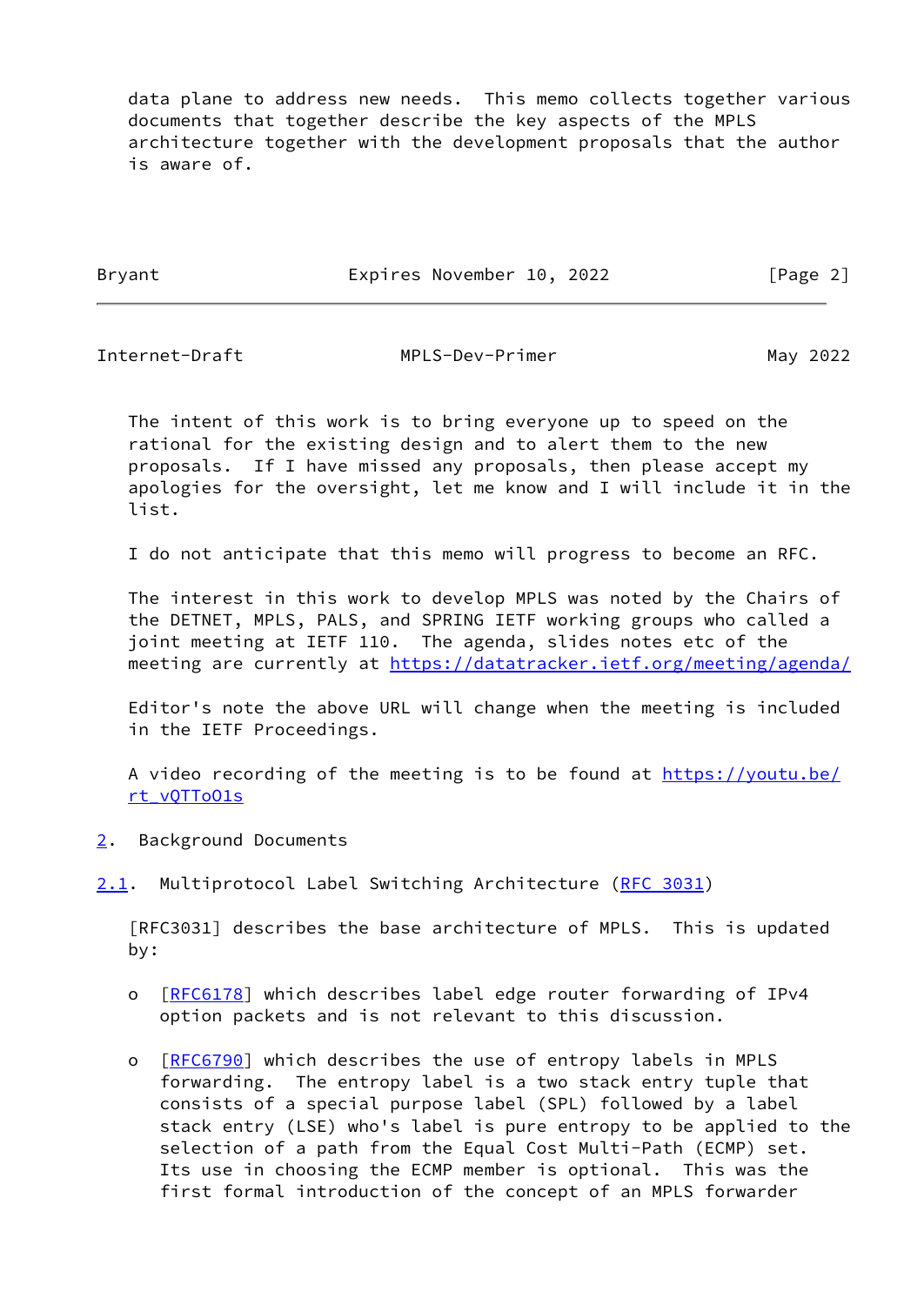data plane to address new needs. This memo collects together various documents that together describe the key aspects of the MPLS architecture together with the development proposals that the author is aware of.

The intent of this work is to bring everyone up to speed on the rational for the existing design and to alert them to the new proposals. If I have missed any proposals, then please accept my apologies for the oversight, let me know and I will include it in the list.

I do not anticipate that this memo will progress to become an RFC.

The interest in this work to develop MPLS was noted by the Chairs of the DETNET, MPLS, PALS, and SPRING IETF working groups who called a joint meeting at IETF 110. The agenda, slides notes etc of the meeting are currently at https://datatracker.ietf.org/meeting/agenda/

Editor's note the above URL will change when the meeting is included in the IETF Proceedings.

A video recording of the meeting is to be found at https://youtu.be/rt_vQTToO1s

## 2. Background Documents

### 2.1. Multiprotocol Label Switching Architecture (RFC 3031)

[RFC3031] describes the base architecture of MPLS. This is updated by:

- [RFC6178] which describes label edge router forwarding of IPv4 option packets and is not relevant to this discussion.
- [RFC6790] which describes the use of entropy labels in MPLS forwarding. The entropy label is a two stack entry tuple that consists of a special purpose label (SPL) followed by a label stack entry (LSE) who's label is pure entropy to be applied to the selection of a path from the Equal Cost Multi-Path (ECMP) set. Its use in choosing the ECMP member is optional. This was the first formal introduction of the concept of an MPLS forwarder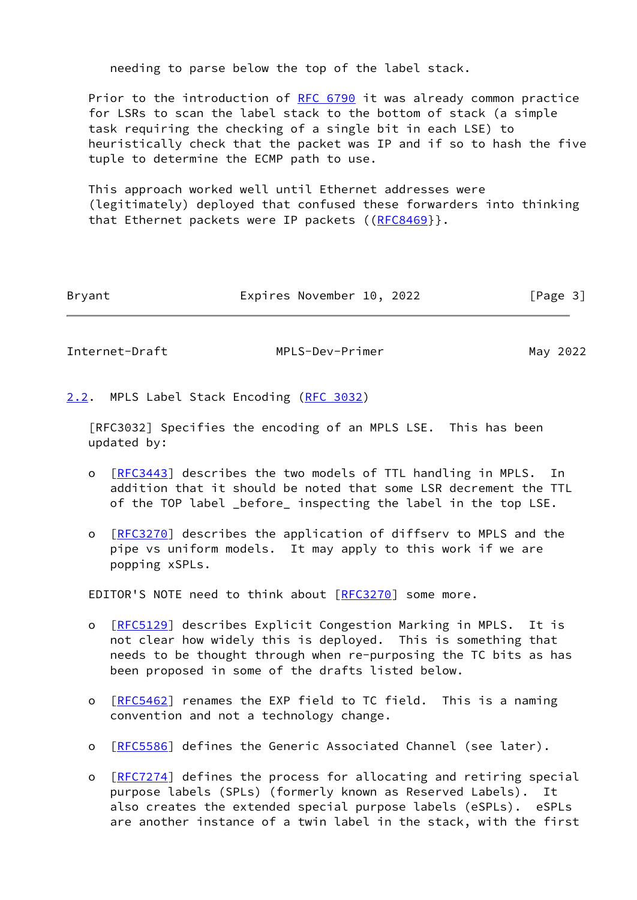needing to parse below the top of the label stack.

Prior to the introduction of RFC 6790 it was already common practice for LSRs to scan the label stack to the bottom of stack (a simple task requiring the checking of a single bit in each LSE) to heuristically check that the packet was IP and if so to hash the five tuple to determine the ECMP path to use.

This approach worked well until Ethernet addresses were (legitimately) deployed that confused these forwarders into thinking that Ethernet packets were IP packets ((RFC8469}}.

## 2.2. MPLS Label Stack Encoding (RFC 3032)

[RFC3032] Specifies the encoding of an MPLS LSE. This has been updated by:

- [RFC3443] describes the two models of TTL handling in MPLS. In addition that it should be noted that some LSR decrement the TTL of the TOP label _before_ inspecting the label in the top LSE.

- [RFC3270] describes the application of diffserv to MPLS and the pipe vs uniform models. It may apply to this work if we are popping xSPLs.

EDITOR'S NOTE need to think about [RFC3270] some more.

- [RFC5129] describes Explicit Congestion Marking in MPLS. It is not clear how widely this is deployed. This is something that needs to be thought through when re-purposing the TC bits as has been proposed in some of the drafts listed below.

- [RFC5462] renames the EXP field to TC field. This is a naming convention and not a technology change.

- [RFC5586] defines the Generic Associated Channel (see later).

- [RFC7274] defines the process for allocating and retiring special purpose labels (SPLs) (formerly known as Reserved Labels). It also creates the extended special purpose labels (eSPLs). eSPLs are another instance of a twin label in the stack, with the first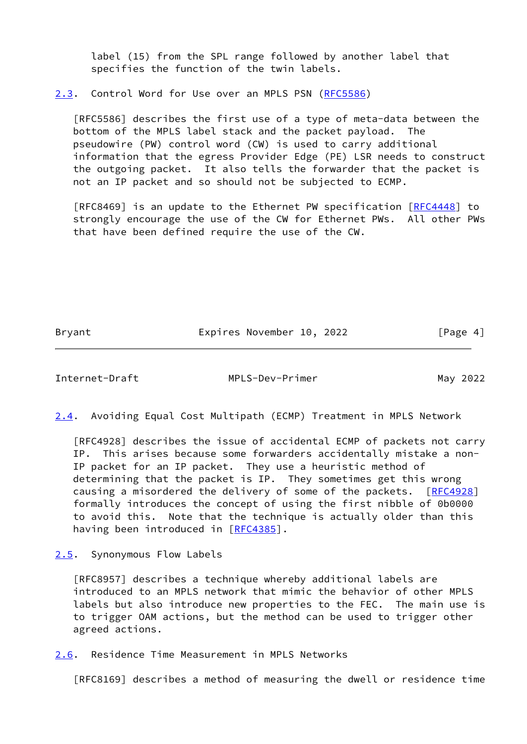label (15) from the SPL range followed by another label that specifies the function of the twin labels.

### 2.3. Control Word for Use over an MPLS PSN (RFC5586)

[RFC5586] describes the first use of a type of meta-data between the bottom of the MPLS label stack and the packet payload. The pseudowire (PW) control word (CW) is used to carry additional information that the egress Provider Edge (PE) LSR needs to construct the outgoing packet. It also tells the forwarder that the packet is not an IP packet and so should not be subjected to ECMP.

[RFC8469] is an update to the Ethernet PW specification [RFC4448] to strongly encourage the use of the CW for Ethernet PWs. All other PWs that have been defined require the use of the CW.

### 2.4. Avoiding Equal Cost Multipath (ECMP) Treatment in MPLS Network

[RFC4928] describes the issue of accidental ECMP of packets not carry IP. This arises because some forwarders accidentally mistake a non-IP packet for an IP packet. They use a heuristic method of determining that the packet is IP. They sometimes get this wrong causing a misordered the delivery of some of the packets. [RFC4928] formally introduces the concept of using the first nibble of 0b0000 to avoid this. Note that the technique is actually older than this having been introduced in [RFC4385].

### 2.5. Synonymous Flow Labels

[RFC8957] describes a technique whereby additional labels are introduced to an MPLS network that mimic the behavior of other MPLS labels but also introduce new properties to the FEC. The main use is to trigger OAM actions, but the method can be used to trigger other agreed actions.

### 2.6. Residence Time Measurement in MPLS Networks

[RFC8169] describes a method of measuring the dwell or residence time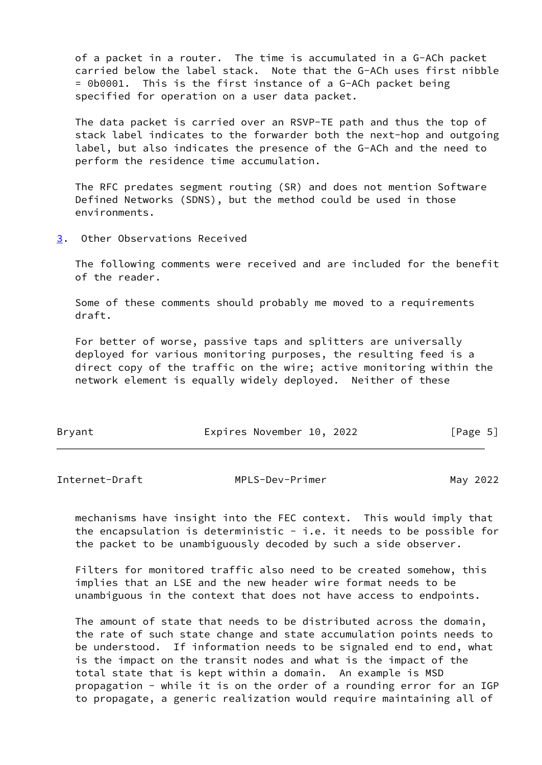of a packet in a router. The time is accumulated in a G-ACh packet carried below the label stack. Note that the G-ACh uses first nibble = 0b0001. This is the first instance of a G-ACh packet being specified for operation on a user data packet.

The data packet is carried over an RSVP-TE path and thus the top of stack label indicates to the forwarder both the next-hop and outgoing label, but also indicates the presence of the G-ACh and the need to perform the residence time accumulation.

The RFC predates segment routing (SR) and does not mention Software Defined Networks (SDNS), but the method could be used in those environments.

## 3. Other Observations Received

The following comments were received and are included for the benefit of the reader.

Some of these comments should probably me moved to a requirements draft.

For better of worse, passive taps and splitters are universally deployed for various monitoring purposes, the resulting feed is a direct copy of the traffic on the wire; active monitoring within the network element is equally widely deployed. Neither of these mechanisms have insight into the FEC context. This would imply that the encapsulation is deterministic - i.e. it needs to be possible for the packet to be unambiguously decoded by such a side observer.

Filters for monitored traffic also need to be created somehow, this implies that an LSE and the new header wire format needs to be unambiguous in the context that does not have access to endpoints.

The amount of state that needs to be distributed across the domain, the rate of such state change and state accumulation points needs to be understood. If information needs to be signaled end to end, what is the impact on the transit nodes and what is the impact of the total state that is kept within a domain. An example is MSD propagation - while it is on the order of a rounding error for an IGP to propagate, a generic realization would require maintaining all of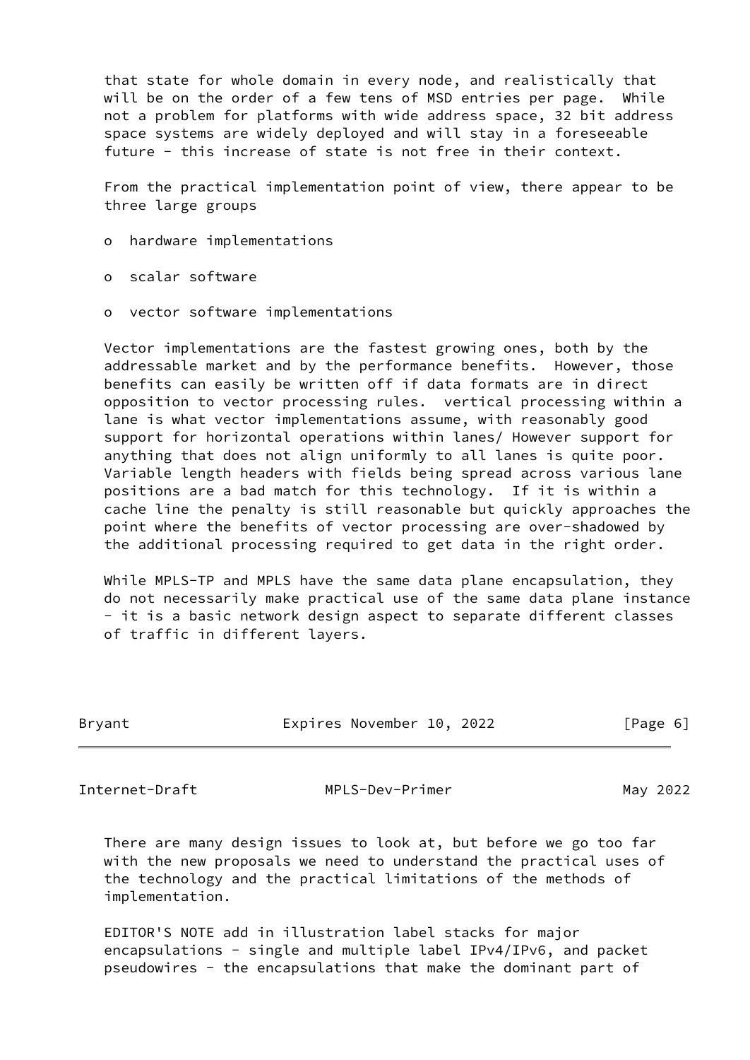that state for whole domain in every node, and realistically that will be on the order of a few tens of MSD entries per page. While not a problem for platforms with wide address space, 32 bit address space systems are widely deployed and will stay in a foreseeable future - this increase of state is not free in their context.

From the practical implementation point of view, there appear to be three large groups

- hardware implementations
- scalar software
- vector software implementations

Vector implementations are the fastest growing ones, both by the addressable market and by the performance benefits. However, those benefits can easily be written off if data formats are in direct opposition to vector processing rules. vertical processing within a lane is what vector implementations assume, with reasonably good support for horizontal operations within lanes/ However support for anything that does not align uniformly to all lanes is quite poor. Variable length headers with fields being spread across various lane positions are a bad match for this technology. If it is within a cache line the penalty is still reasonable but quickly approaches the point where the benefits of vector processing are over-shadowed by the additional processing required to get data in the right order.

While MPLS-TP and MPLS have the same data plane encapsulation, they do not necessarily make practical use of the same data plane instance - it is a basic network design aspect to separate different classes of traffic in different layers.

There are many design issues to look at, but before we go too far with the new proposals we need to understand the practical uses of the technology and the practical limitations of the methods of implementation.

EDITOR'S NOTE add in illustration label stacks for major encapsulations - single and multiple label IPv4/IPv6, and packet pseudowires - the encapsulations that make the dominant part of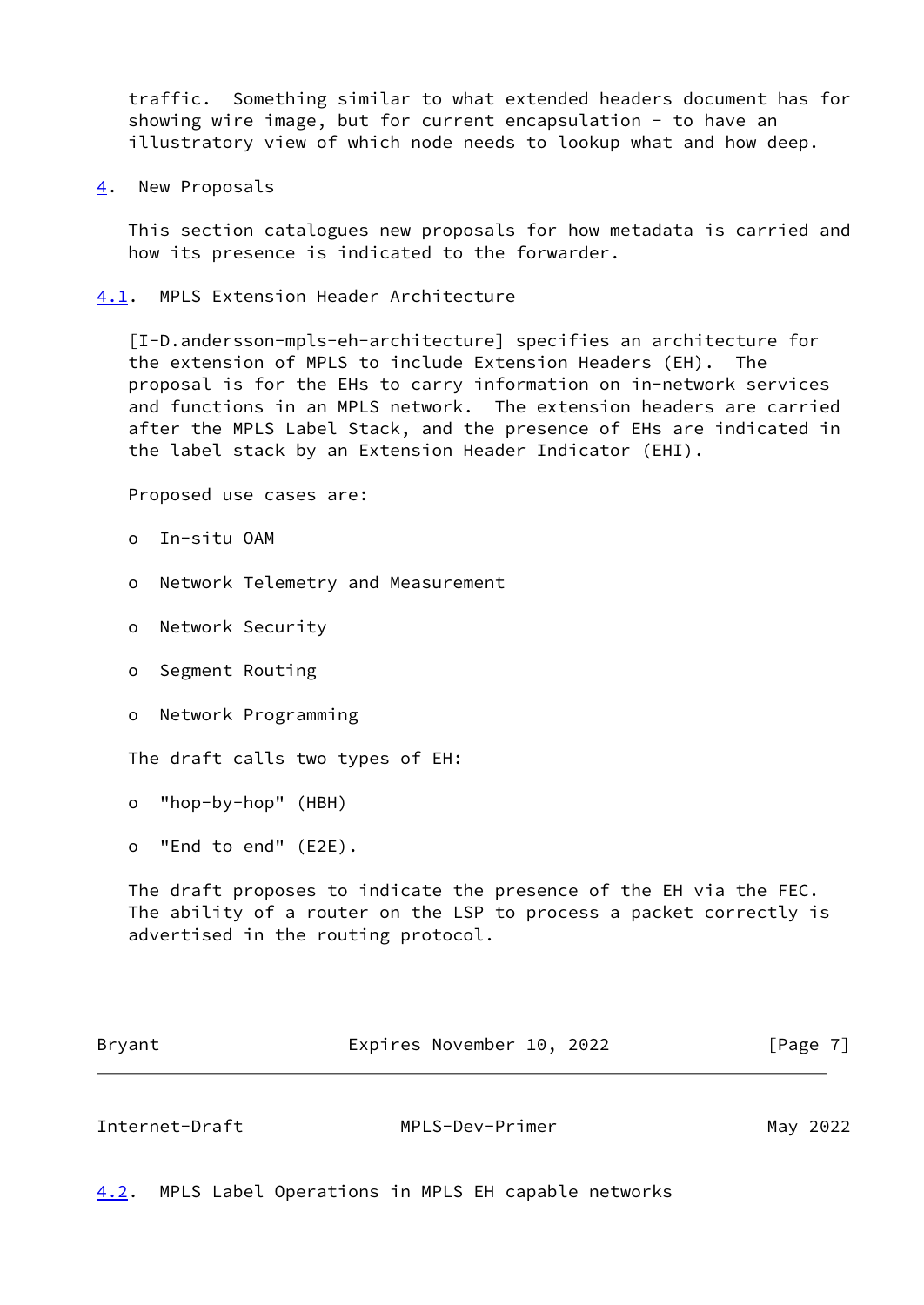traffic. Something similar to what extended headers document has for showing wire image, but for current encapsulation - to have an illustratory view of which node needs to lookup what and how deep.

## 4. New Proposals

This section catalogues new proposals for how metadata is carried and how its presence is indicated to the forwarder.

### 4.1. MPLS Extension Header Architecture

[I-D.andersson-mpls-eh-architecture] specifies an architecture for the extension of MPLS to include Extension Headers (EH). The proposal is for the EHs to carry information on in-network services and functions in an MPLS network. The extension headers are carried after the MPLS Label Stack, and the presence of EHs are indicated in the label stack by an Extension Header Indicator (EHI).

Proposed use cases are:

- In-situ OAM
- Network Telemetry and Measurement
- Network Security
- Segment Routing
- Network Programming

The draft calls two types of EH:

- "hop-by-hop" (HBH)
- "End to end" (E2E).

The draft proposes to indicate the presence of the EH via the FEC. The ability of a router on the LSP to process a packet correctly is advertised in the routing protocol.

### 4.2. MPLS Label Operations in MPLS EH capable networks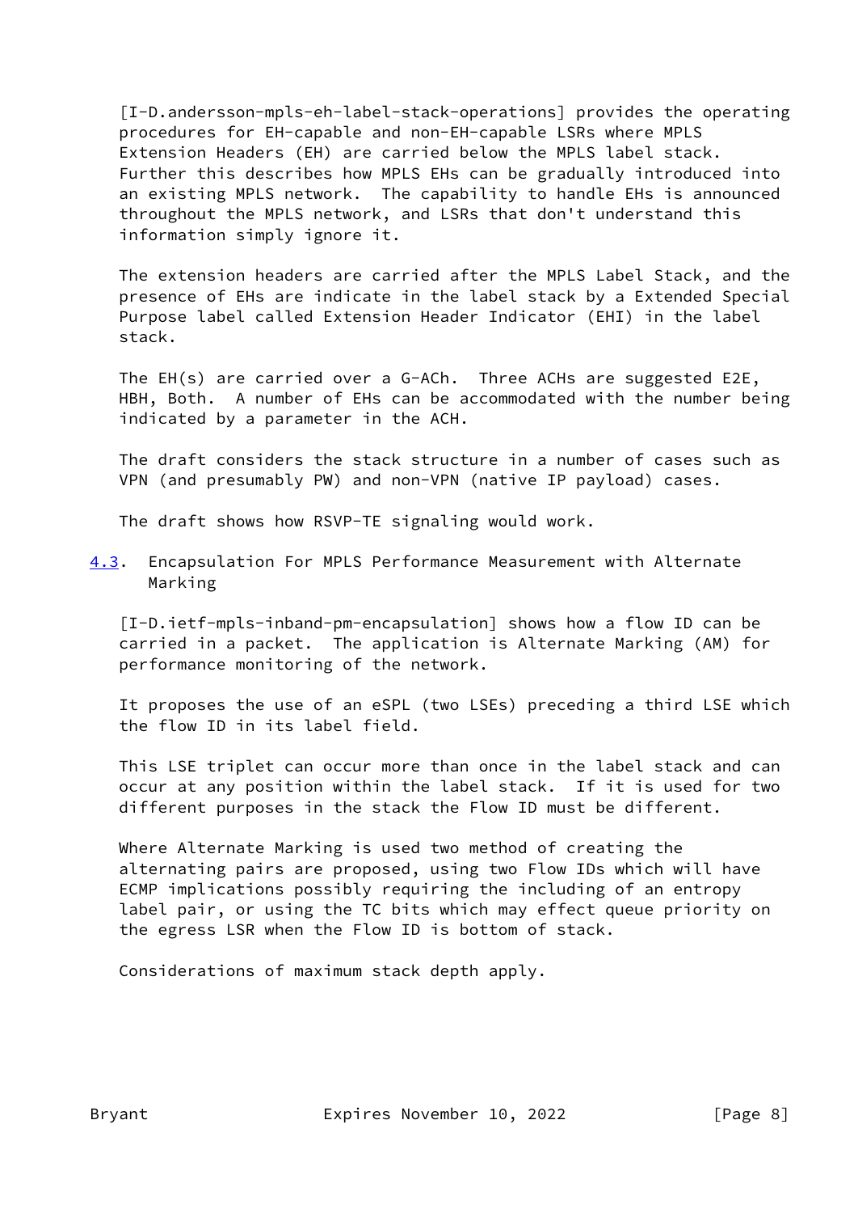[I-D.andersson-mpls-eh-label-stack-operations] provides the operating procedures for EH-capable and non-EH-capable LSRs where MPLS Extension Headers (EH) are carried below the MPLS label stack. Further this describes how MPLS EHs can be gradually introduced into an existing MPLS network. The capability to handle EHs is announced throughout the MPLS network, and LSRs that don't understand this information simply ignore it.

The extension headers are carried after the MPLS Label Stack, and the presence of EHs are indicate in the label stack by a Extended Special Purpose label called Extension Header Indicator (EHI) in the label stack.

The EH(s) are carried over a G-ACh. Three ACHs are suggested E2E, HBH, Both. A number of EHs can be accommodated with the number being indicated by a parameter in the ACH.

The draft considers the stack structure in a number of cases such as VPN (and presumably PW) and non-VPN (native IP payload) cases.

The draft shows how RSVP-TE signaling would work.

### 4.3. Encapsulation For MPLS Performance Measurement with Alternate Marking

[I-D.ietf-mpls-inband-pm-encapsulation] shows how a flow ID can be carried in a packet. The application is Alternate Marking (AM) for performance monitoring of the network.

It proposes the use of an eSPL (two LSEs) preceding a third LSE which the flow ID in its label field.

This LSE triplet can occur more than once in the label stack and can occur at any position within the label stack. If it is used for two different purposes in the stack the Flow ID must be different.

Where Alternate Marking is used two method of creating the alternating pairs are proposed, using two Flow IDs which will have ECMP implications possibly requiring the including of an entropy label pair, or using the TC bits which may effect queue priority on the egress LSR when the Flow ID is bottom of stack.

Considerations of maximum stack depth apply.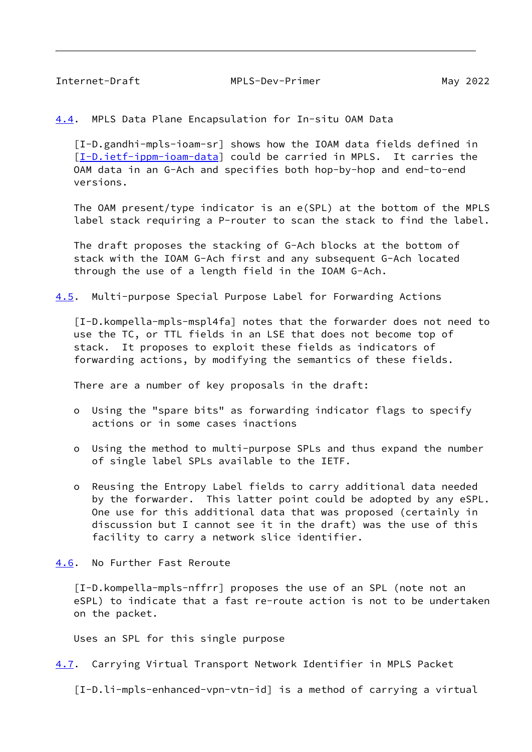## 4.4. MPLS Data Plane Encapsulation for In-situ OAM Data

[I-D.gandhi-mpls-ioam-sr] shows how the IOAM data fields defined in [I-D.ietf-ippm-ioam-data] could be carried in MPLS. It carries the OAM data in an G-Ach and specifies both hop-by-hop and end-to-end versions.

The OAM present/type indicator is an e(SPL) at the bottom of the MPLS label stack requiring a P-router to scan the stack to find the label.

The draft proposes the stacking of G-Ach blocks at the bottom of stack with the IOAM G-Ach first and any subsequent G-Ach located through the use of a length field in the IOAM G-Ach.

## 4.5. Multi-purpose Special Purpose Label for Forwarding Actions

[I-D.kompella-mpls-mspl4fa] notes that the forwarder does not need to use the TC, or TTL fields in an LSE that does not become top of stack. It proposes to exploit these fields as indicators of forwarding actions, by modifying the semantics of these fields.

There are a number of key proposals in the draft:

- Using the "spare bits" as forwarding indicator flags to specify actions or in some cases inactions
- Using the method to multi-purpose SPLs and thus expand the number of single label SPLs available to the IETF.
- Reusing the Entropy Label fields to carry additional data needed by the forwarder. This latter point could be adopted by any eSPL. One use for this additional data that was proposed (certainly in discussion but I cannot see it in the draft) was the use of this facility to carry a network slice identifier.

## 4.6. No Further Fast Reroute

[I-D.kompella-mpls-nffrr] proposes the use of an SPL (note not an eSPL) to indicate that a fast re-route action is not to be undertaken on the packet.

Uses an SPL for this single purpose

## 4.7. Carrying Virtual Transport Network Identifier in MPLS Packet

[I-D.li-mpls-enhanced-vpn-vtn-id] is a method of carrying a virtual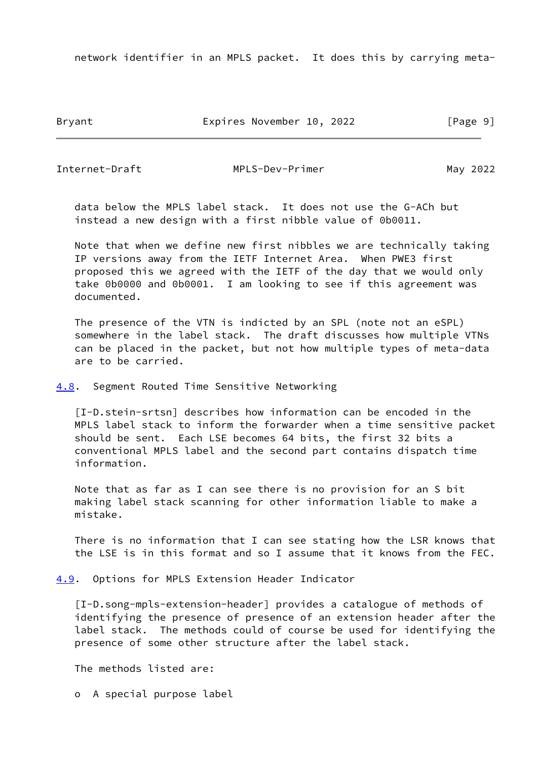network identifier in an MPLS packet. It does this by carrying meta-data below the MPLS label stack. It does not use the G-ACh but instead a new design with a first nibble value of 0b0011.

Note that when we define new first nibbles we are technically taking IP versions away from the IETF Internet Area. When PWE3 first proposed this we agreed with the IETF of the day that we would only take 0b0000 and 0b0001. I am looking to see if this agreement was documented.

The presence of the VTN is indicted by an SPL (note not an eSPL) somewhere in the label stack. The draft discusses how multiple VTNs can be placed in the packet, but not how multiple types of meta-data are to be carried.

### 4.8. Segment Routed Time Sensitive Networking

[I-D.stein-srtsn] describes how information can be encoded in the MPLS label stack to inform the forwarder when a time sensitive packet should be sent. Each LSE becomes 64 bits, the first 32 bits a conventional MPLS label and the second part contains dispatch time information.

Note that as far as I can see there is no provision for an S bit making label stack scanning for other information liable to make a mistake.

There is no information that I can see stating how the LSR knows that the LSE is in this format and so I assume that it knows from the FEC.

### 4.9. Options for MPLS Extension Header Indicator

[I-D.song-mpls-extension-header] provides a catalogue of methods of identifying the presence of presence of an extension header after the label stack. The methods could of course be used for identifying the presence of some other structure after the label stack.

The methods listed are:

- A special purpose label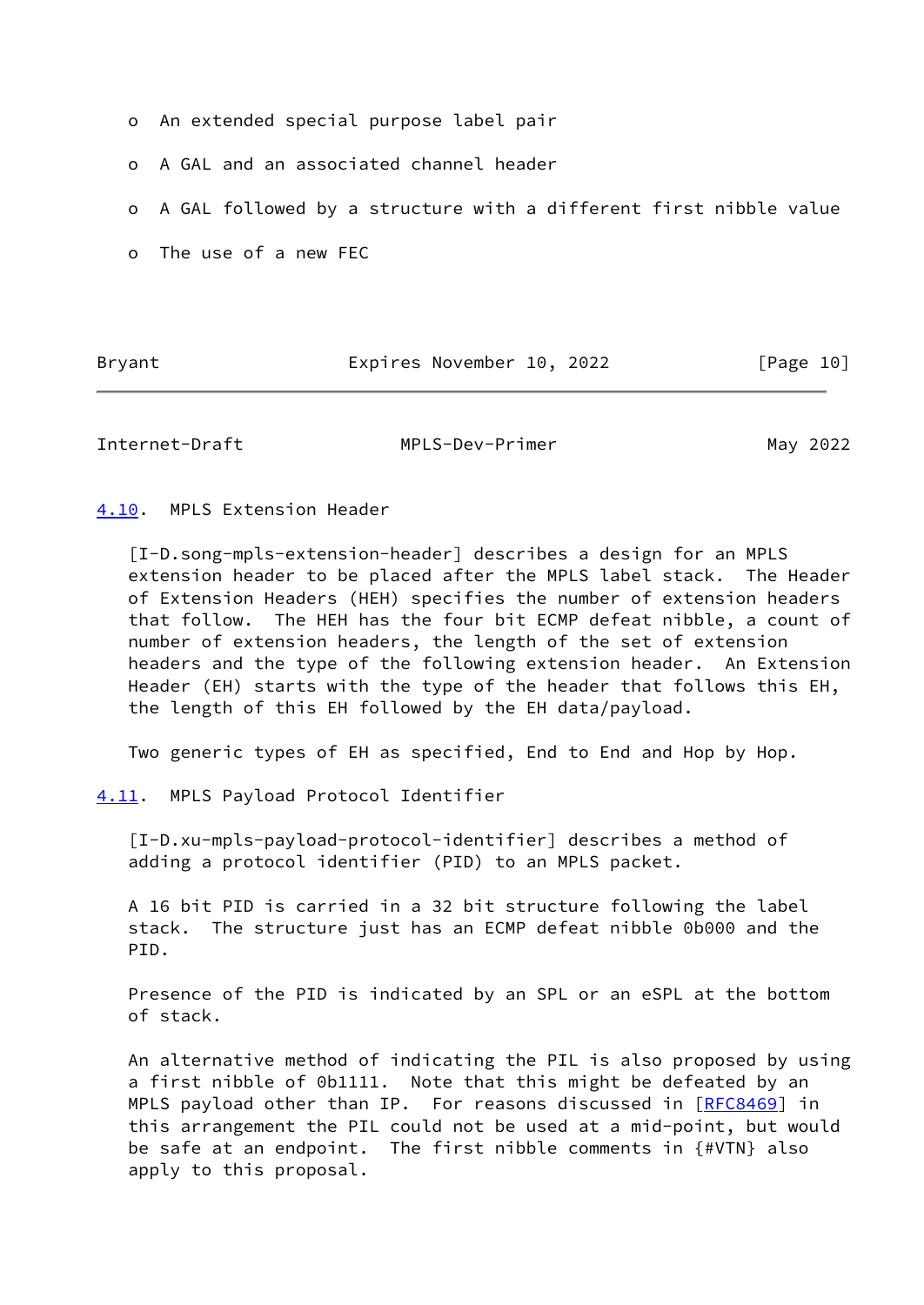- An extended special purpose label pair
- A GAL and an associated channel header
- A GAL followed by a structure with a different first nibble value
- The use of a new FEC

## 4.10. MPLS Extension Header

[I-D.song-mpls-extension-header] describes a design for an MPLS extension header to be placed after the MPLS label stack. The Header of Extension Headers (HEH) specifies the number of extension headers that follow. The HEH has the four bit ECMP defeat nibble, a count of number of extension headers, the length of the set of extension headers and the type of the following extension header. An Extension Header (EH) starts with the type of the header that follows this EH, the length of this EH followed by the EH data/payload.

Two generic types of EH as specified, End to End and Hop by Hop.

## 4.11. MPLS Payload Protocol Identifier

[I-D.xu-mpls-payload-protocol-identifier] describes a method of adding a protocol identifier (PID) to an MPLS packet.

A 16 bit PID is carried in a 32 bit structure following the label stack. The structure just has an ECMP defeat nibble 0b000 and the PID.

Presence of the PID is indicated by an SPL or an eSPL at the bottom of stack.

An alternative method of indicating the PIL is also proposed by using a first nibble of 0b1111. Note that this might be defeated by an MPLS payload other than IP. For reasons discussed in [RFC8469] in this arrangement the PIL could not be used at a mid-point, but would be safe at an endpoint. The first nibble comments in {#VTN} also apply to this proposal.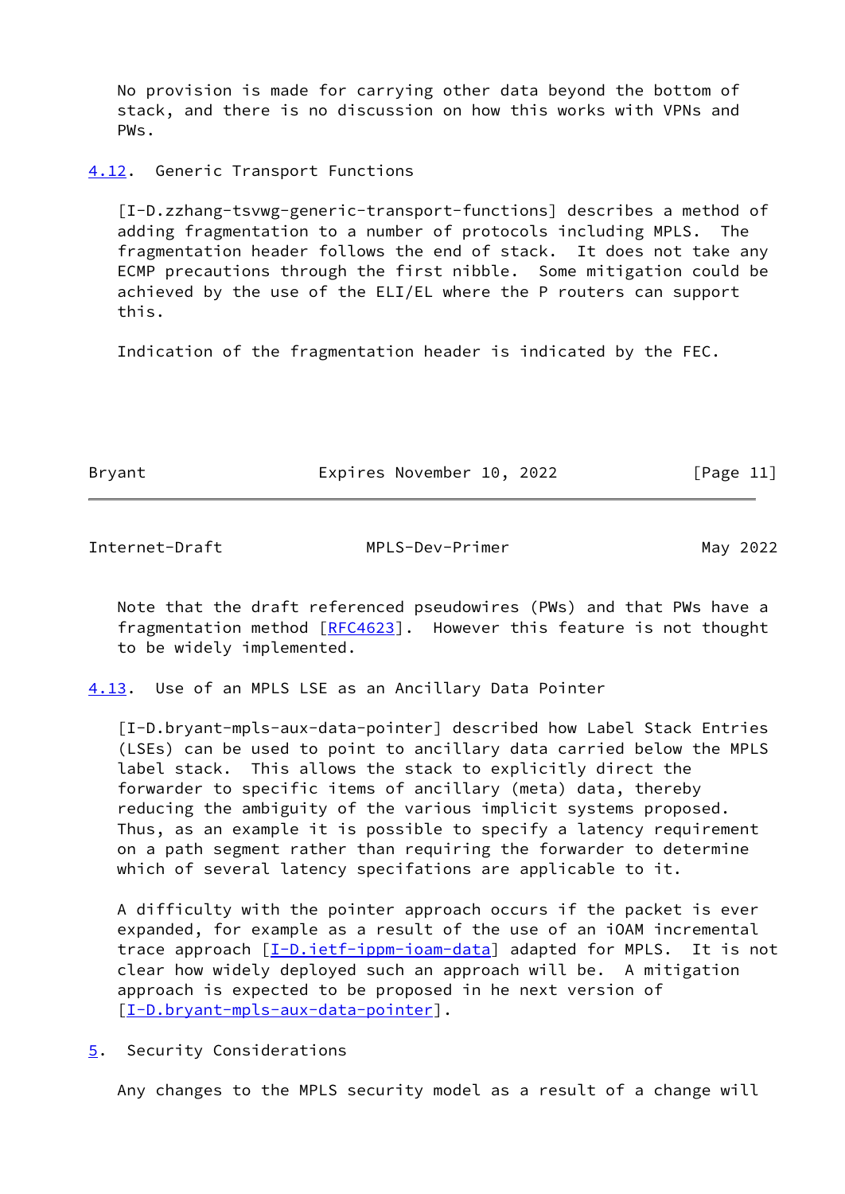No provision is made for carrying other data beyond the bottom of stack, and there is no discussion on how this works with VPNs and PWs.

### 4.12. Generic Transport Functions

[I-D.zzhang-tsvwg-generic-transport-functions] describes a method of adding fragmentation to a number of protocols including MPLS. The fragmentation header follows the end of stack. It does not take any ECMP precautions through the first nibble. Some mitigation could be achieved by the use of the ELI/EL where the P routers can support this.

Indication of the fragmentation header is indicated by the FEC.

Note that the draft referenced pseudowires (PWs) and that PWs have a fragmentation method [RFC4623]. However this feature is not thought to be widely implemented.

### 4.13. Use of an MPLS LSE as an Ancillary Data Pointer

[I-D.bryant-mpls-aux-data-pointer] described how Label Stack Entries (LSEs) can be used to point to ancillary data carried below the MPLS label stack. This allows the stack to explicitly direct the forwarder to specific items of ancillary (meta) data, thereby reducing the ambiguity of the various implicit systems proposed. Thus, as an example it is possible to specify a latency requirement on a path segment rather than requiring the forwarder to determine which of several latency specifations are applicable to it.

A difficulty with the pointer approach occurs if the packet is ever expanded, for example as a result of the use of an iOAM incremental trace approach [I-D.ietf-ippm-ioam-data] adapted for MPLS. It is not clear how widely deployed such an approach will be. A mitigation approach is expected to be proposed in he next version of [I-D.bryant-mpls-aux-data-pointer].

## 5. Security Considerations

Any changes to the MPLS security model as a result of a change will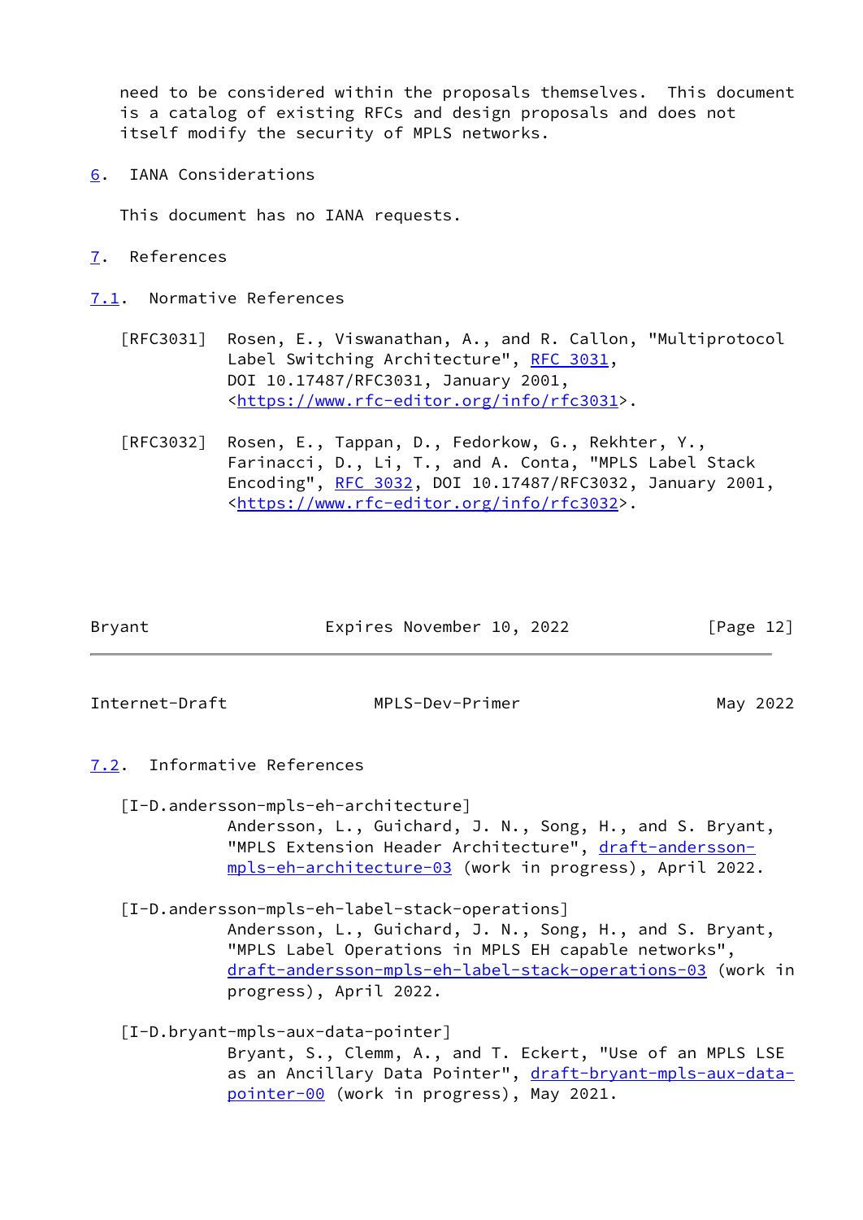need to be considered within the proposals themselves. This document is a catalog of existing RFCs and design proposals and does not itself modify the security of MPLS networks.

## 6. IANA Considerations

This document has no IANA requests.

## 7. References

### 7.1. Normative References

[RFC3031] Rosen, E., Viswanathan, A., and R. Callon, "Multiprotocol Label Switching Architecture", RFC 3031, DOI 10.17487/RFC3031, January 2001, <https://www.rfc-editor.org/info/rfc3031>.

[RFC3032] Rosen, E., Tappan, D., Fedorkow, G., Rekhter, Y., Farinacci, D., Li, T., and A. Conta, "MPLS Label Stack Encoding", RFC 3032, DOI 10.17487/RFC3032, January 2001, <https://www.rfc-editor.org/info/rfc3032>.

### 7.2. Informative References

[I-D.andersson-mpls-eh-architecture]
Andersson, L., Guichard, J. N., Song, H., and S. Bryant, "MPLS Extension Header Architecture", draft-andersson-mpls-eh-architecture-03 (work in progress), April 2022.

[I-D.andersson-mpls-eh-label-stack-operations]
Andersson, L., Guichard, J. N., Song, H., and S. Bryant, "MPLS Label Operations in MPLS EH capable networks", draft-andersson-mpls-eh-label-stack-operations-03 (work in progress), April 2022.

[I-D.bryant-mpls-aux-data-pointer]
Bryant, S., Clemm, A., and T. Eckert, "Use of an MPLS LSE as an Ancillary Data Pointer", draft-bryant-mpls-aux-data-pointer-00 (work in progress), May 2021.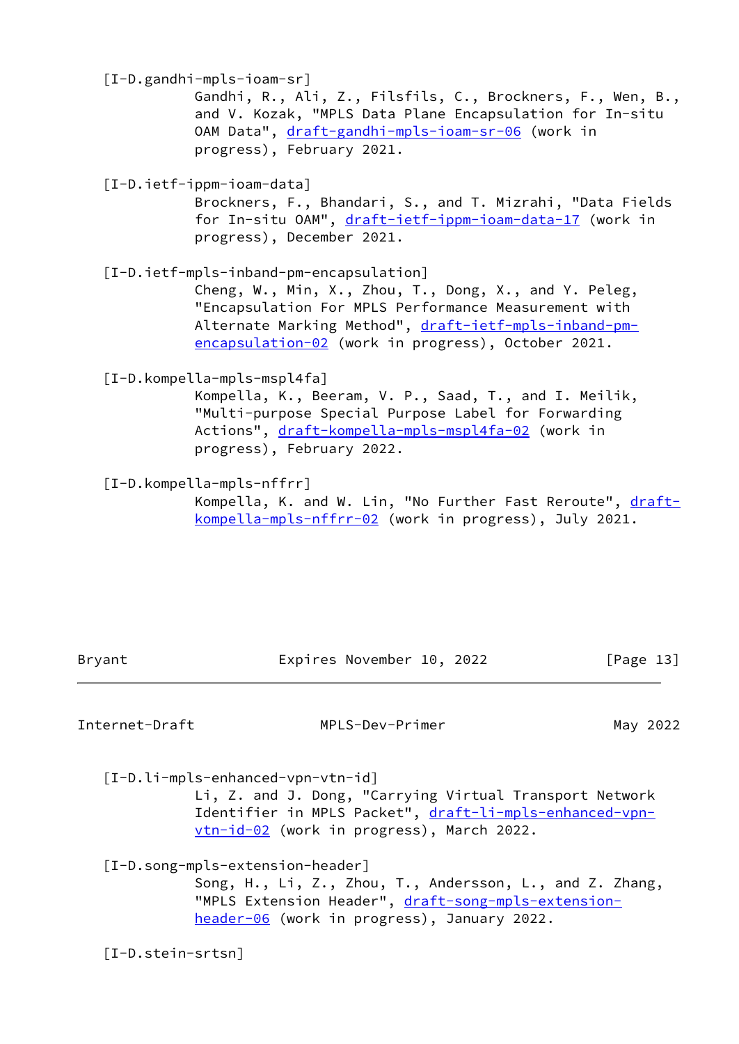[I-D.gandhi-mpls-ioam-sr]
Gandhi, R., Ali, Z., Filsfils, C., Brockners, F., Wen, B., and V. Kozak, "MPLS Data Plane Encapsulation for In-situ OAM Data", draft-gandhi-mpls-ioam-sr-06 (work in progress), February 2021.

[I-D.ietf-ippm-ioam-data]
Brockners, F., Bhandari, S., and T. Mizrahi, "Data Fields for In-situ OAM", draft-ietf-ippm-ioam-data-17 (work in progress), December 2021.

[I-D.ietf-mpls-inband-pm-encapsulation]
Cheng, W., Min, X., Zhou, T., Dong, X., and Y. Peleg, "Encapsulation For MPLS Performance Measurement with Alternate Marking Method", draft-ietf-mpls-inband-pm-encapsulation-02 (work in progress), October 2021.

[I-D.kompella-mpls-mspl4fa]
Kompella, K., Beeram, V. P., Saad, T., and I. Meilik, "Multi-purpose Special Purpose Label for Forwarding Actions", draft-kompella-mpls-mspl4fa-02 (work in progress), February 2022.

[I-D.kompella-mpls-nffrr]
Kompella, K. and W. Lin, "No Further Fast Reroute", draft-kompella-mpls-nffrr-02 (work in progress), July 2021.

[I-D.li-mpls-enhanced-vpn-vtn-id]
Li, Z. and J. Dong, "Carrying Virtual Transport Network Identifier in MPLS Packet", draft-li-mpls-enhanced-vpn-vtn-id-02 (work in progress), March 2022.

[I-D.song-mpls-extension-header]
Song, H., Li, Z., Zhou, T., Andersson, L., and Z. Zhang, "MPLS Extension Header", draft-song-mpls-extension-header-06 (work in progress), January 2022.

[I-D.stein-srtsn]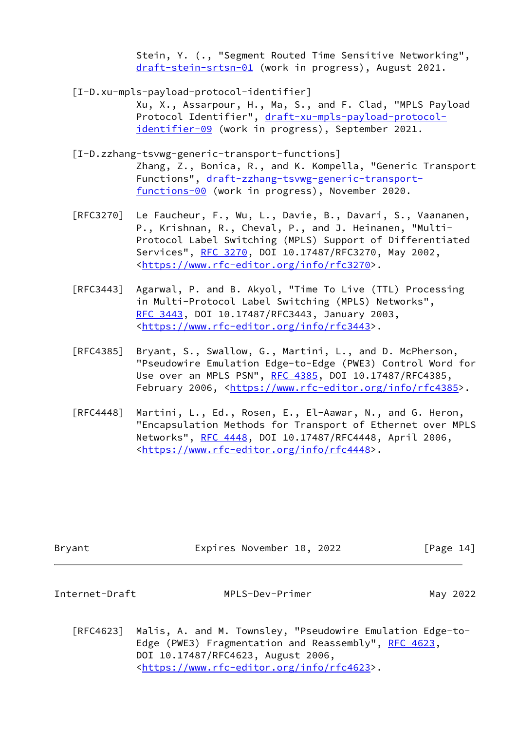Stein, Y. (., "Segment Routed Time Sensitive Networking", draft-stein-srtsn-01 (work in progress), August 2021.

[I-D.xu-mpls-payload-protocol-identifier]
Xu, X., Assarpour, H., Ma, S., and F. Clad, "MPLS Payload Protocol Identifier", draft-xu-mpls-payload-protocol-identifier-09 (work in progress), September 2021.

[I-D.zzhang-tsvwg-generic-transport-functions]
Zhang, Z., Bonica, R., and K. Kompella, "Generic Transport Functions", draft-zzhang-tsvwg-generic-transport-functions-00 (work in progress), November 2020.

[RFC3270] Le Faucheur, F., Wu, L., Davie, B., Davari, S., Vaananen, P., Krishnan, R., Cheval, P., and J. Heinanen, "Multi-Protocol Label Switching (MPLS) Support of Differentiated Services", RFC 3270, DOI 10.17487/RFC3270, May 2002, <https://www.rfc-editor.org/info/rfc3270>.

[RFC3443] Agarwal, P. and B. Akyol, "Time To Live (TTL) Processing in Multi-Protocol Label Switching (MPLS) Networks", RFC 3443, DOI 10.17487/RFC3443, January 2003, <https://www.rfc-editor.org/info/rfc3443>.

[RFC4385] Bryant, S., Swallow, G., Martini, L., and D. McPherson, "Pseudowire Emulation Edge-to-Edge (PWE3) Control Word for Use over an MPLS PSN", RFC 4385, DOI 10.17487/RFC4385, February 2006, <https://www.rfc-editor.org/info/rfc4385>.

[RFC4448] Martini, L., Ed., Rosen, E., El-Aawar, N., and G. Heron, "Encapsulation Methods for Transport of Ethernet over MPLS Networks", RFC 4448, DOI 10.17487/RFC4448, April 2006, <https://www.rfc-editor.org/info/rfc4448>.

[RFC4623] Malis, A. and M. Townsley, "Pseudowire Emulation Edge-to-Edge (PWE3) Fragmentation and Reassembly", RFC 4623, DOI 10.17487/RFC4623, August 2006, <https://www.rfc-editor.org/info/rfc4623>.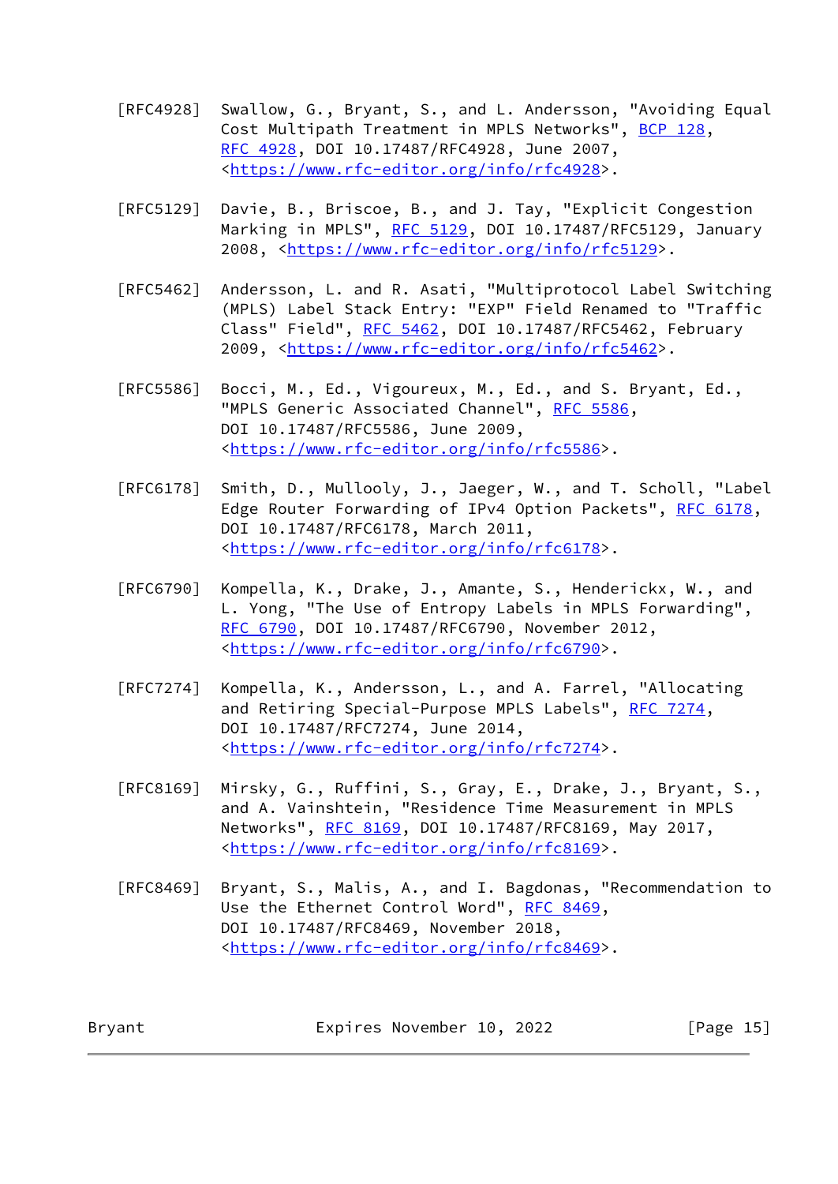[RFC4928] Swallow, G., Bryant, S., and L. Andersson, "Avoiding Equal Cost Multipath Treatment in MPLS Networks", BCP 128, RFC 4928, DOI 10.17487/RFC4928, June 2007, <https://www.rfc-editor.org/info/rfc4928>.

[RFC5129] Davie, B., Briscoe, B., and J. Tay, "Explicit Congestion Marking in MPLS", RFC 5129, DOI 10.17487/RFC5129, January 2008, <https://www.rfc-editor.org/info/rfc5129>.

[RFC5462] Andersson, L. and R. Asati, "Multiprotocol Label Switching (MPLS) Label Stack Entry: "EXP" Field Renamed to "Traffic Class" Field", RFC 5462, DOI 10.17487/RFC5462, February 2009, <https://www.rfc-editor.org/info/rfc5462>.

[RFC5586] Bocci, M., Ed., Vigoureux, M., Ed., and S. Bryant, Ed., "MPLS Generic Associated Channel", RFC 5586, DOI 10.17487/RFC5586, June 2009, <https://www.rfc-editor.org/info/rfc5586>.

[RFC6178] Smith, D., Mullooly, J., Jaeger, W., and T. Scholl, "Label Edge Router Forwarding of IPv4 Option Packets", RFC 6178, DOI 10.17487/RFC6178, March 2011, <https://www.rfc-editor.org/info/rfc6178>.

[RFC6790] Kompella, K., Drake, J., Amante, S., Henderickx, W., and L. Yong, "The Use of Entropy Labels in MPLS Forwarding", RFC 6790, DOI 10.17487/RFC6790, November 2012, <https://www.rfc-editor.org/info/rfc6790>.

[RFC7274] Kompella, K., Andersson, L., and A. Farrel, "Allocating and Retiring Special-Purpose MPLS Labels", RFC 7274, DOI 10.17487/RFC7274, June 2014, <https://www.rfc-editor.org/info/rfc7274>.

[RFC8169] Mirsky, G., Ruffini, S., Gray, E., Drake, J., Bryant, S., and A. Vainshtein, "Residence Time Measurement in MPLS Networks", RFC 8169, DOI 10.17487/RFC8169, May 2017, <https://www.rfc-editor.org/info/rfc8169>.

[RFC8469] Bryant, S., Malis, A., and I. Bagdonas, "Recommendation to Use the Ethernet Control Word", RFC 8469, DOI 10.17487/RFC8469, November 2018, <https://www.rfc-editor.org/info/rfc8469>.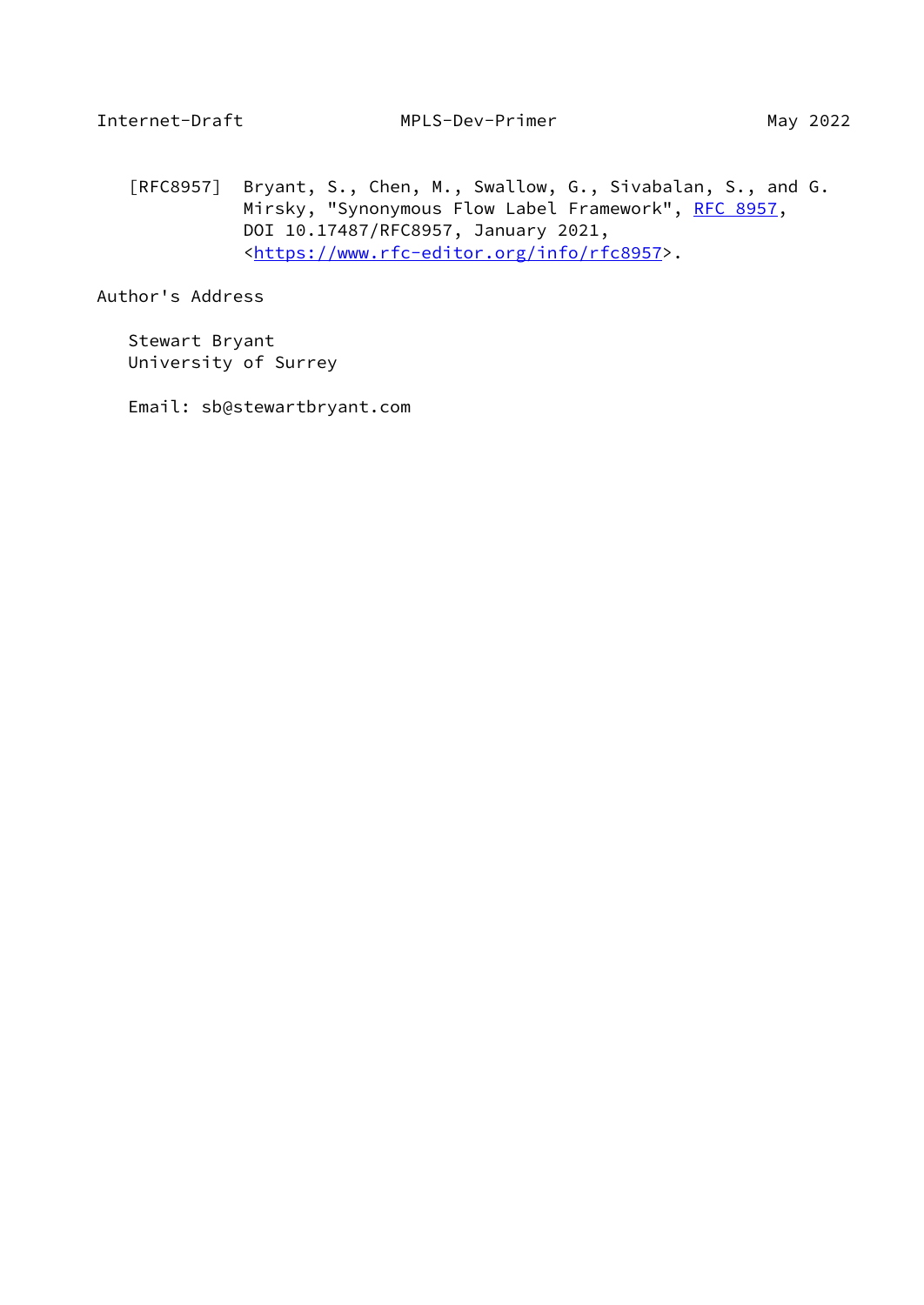[RFC8957] Bryant, S., Chen, M., Swallow, G., Sivabalan, S., and G. Mirsky, "Synonymous Flow Label Framework", RFC 8957, DOI 10.17487/RFC8957, January 2021, <https://www.rfc-editor.org/info/rfc8957>.

# Author's Address

Stewart Bryant
University of Surrey

Email: sb@stewartbryant.com